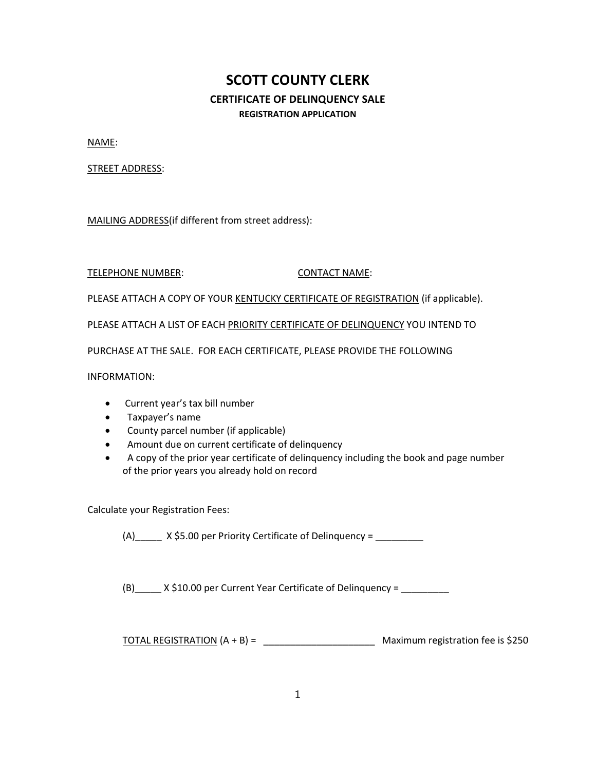# SCOTT COUNTY CLERK

## CERTIFICATE OF DELINQUENCY SALE

### REGISTRATION APPLICATION

NAME:

STREET ADDRESS:

MAILING ADDRESS(if different from street address):

TELEPHONE NUMBER: CONTACT NAME:

PLEASE ATTACH A COPY OF YOUR KENTUCKY CERTIFICATE OF REGISTRATION (if applicable).

PLEASE ATTACH A LIST OF EACH PRIORITY CERTIFICATE OF DELINQUENCY YOU INTEND TO PURCHASE AT THE SALE. FOR EACH CERTIFICATE, PLEASE PROVIDE THE FOLLOWING INFORMATION:

- Current year's tax bill number
- Taxpayer's name
- County parcel number (if applicable)
- Amount due on current certificate of delinquency
- A copy of the prior year certificate of delinquency including the book and page number of the prior years you already hold on record

Calculate your Registration Fees:

(A)_____ X $5.00 per Priority Certificate of Delinquency = _________

(B)_____ X $10.00 per Current Year Certificate of Delinquency = _________

TOTAL REGISTRATION (A + B) = _____________________ Maximum registration fee is $250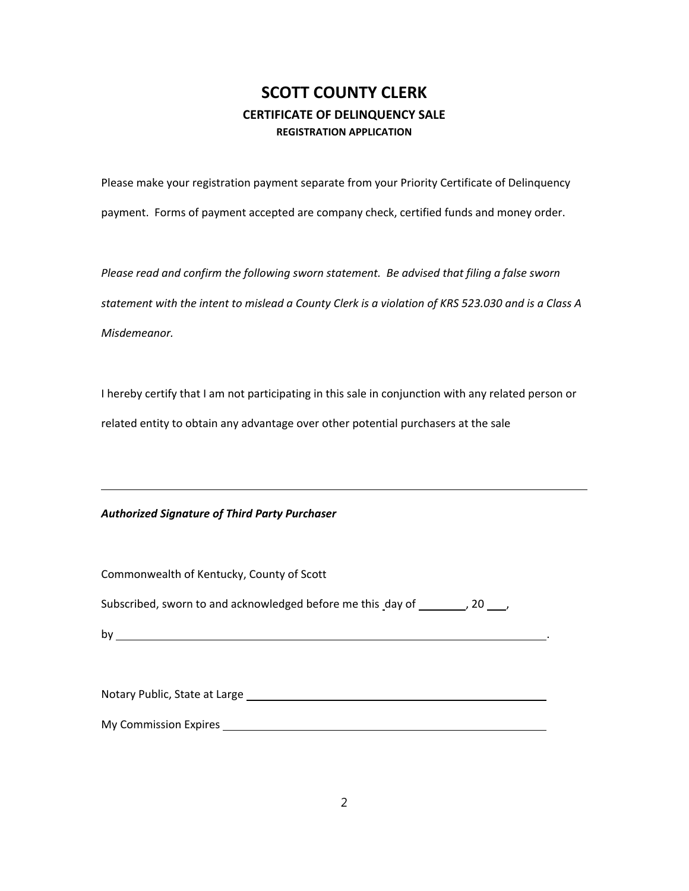# SCOTT COUNTY CLERK

## CERTIFICATE OF DELINQUENCY SALE

### REGISTRATION APPLICATION

Please make your registration payment separate from your Priority Certificate of Delinquency payment. Forms of payment accepted are company check, certified funds and money order.

*Please read and confirm the following sworn statement. Be advised that filing a false sworn statement with the intent to mislead a County Clerk is a violation of KRS 523.030 and is a Class A Misdemeanor.*

I hereby certify that I am not participating in this sale in conjunction with any related person or related entity to obtain any advantage over other potential purchasers at the sale

\_\_\_\_\_\_\_\_\_\_\_\_\_\_\_\_\_\_\_\_\_\_\_\_\_\_\_\_\_\_\_\_\_\_\_\_\_\_\_\_\_\_\_\_\_\_\_\_\_\_\_\_\_\_\_\_\_\_\_\_

***Authorized Signature of Third Party Purchaser***

Commonwealth of Kentucky, County of Scott

Subscribed, sworn to and acknowledged before me this \_ day of \_\_\_\_\_\_\_\_, 20 \_\_\_,

by \_\_\_\_\_\_\_\_\_\_\_\_\_\_\_\_\_\_\_\_\_\_\_\_\_\_\_\_\_\_\_\_\_\_\_\_\_\_\_\_\_\_\_\_\_\_\_\_\_\_\_\_\_\_\_\_.

Notary Public, State at Large \_\_\_\_\_\_\_\_\_\_\_\_\_\_\_\_\_\_\_\_\_\_\_\_\_\_\_\_\_\_\_\_\_\_\_\_\_\_\_\_

My Commission Expires \_\_\_\_\_\_\_\_\_\_\_\_\_\_\_\_\_\_\_\_\_\_\_\_\_\_\_\_\_\_\_\_\_\_\_\_\_\_\_\_\_\_\_